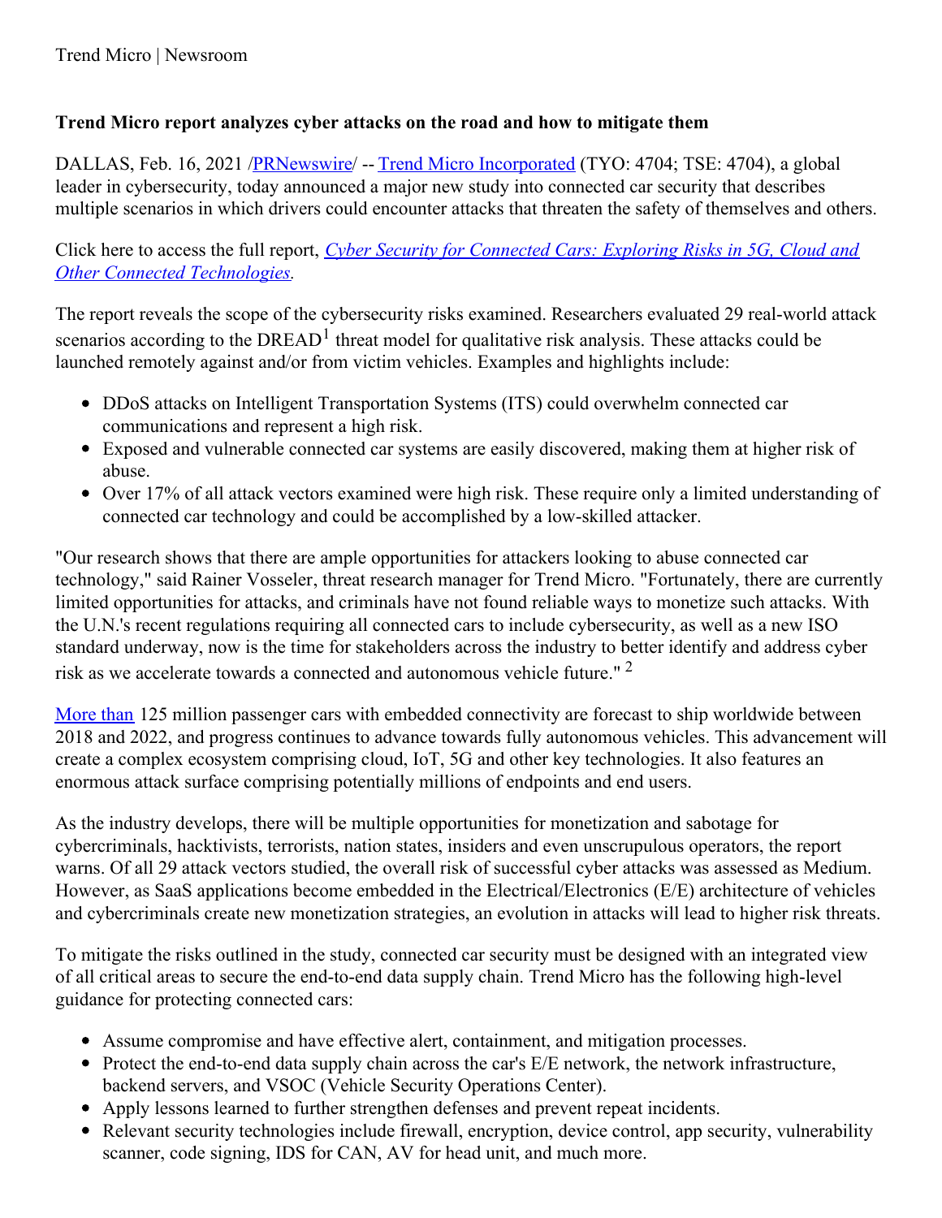Trend Micro | Newsroom

## Trend Micro report analyzes cyber attacks on the road and how to mitigate them

DALLAS, Feb. 16, 2021 /PRNewswire/ -- Trend Micro Incorporated (TYO: 4704; TSE: 4704), a global leader in cybersecurity, today announced a major new study into connected car security that describes multiple scenarios in which drivers could encounter attacks that threaten the safety of themselves and others.

Click here to access the full report, *Cyber Security for Connected Cars: Exploring Risks in 5G, Cloud and Other Connected Technologies*.

The report reveals the scope of the cybersecurity risks examined. Researchers evaluated 29 real-world attack scenarios according to the DREAD[1] threat model for qualitative risk analysis. These attacks could be launched remotely against and/or from victim vehicles. Examples and highlights include:

- DDoS attacks on Intelligent Transportation Systems (ITS) could overwhelm connected car communications and represent a high risk.
- Exposed and vulnerable connected car systems are easily discovered, making them at higher risk of abuse.
- Over 17% of all attack vectors examined were high risk. These require only a limited understanding of connected car technology and could be accomplished by a low-skilled attacker.

"Our research shows that there are ample opportunities for attackers looking to abuse connected car technology," said Rainer Vosseler, threat research manager for Trend Micro. "Fortunately, there are currently limited opportunities for attacks, and criminals have not found reliable ways to monetize such attacks. With the U.N.'s recent regulations requiring all connected cars to include cybersecurity, as well as a new ISO standard underway, now is the time for stakeholders across the industry to better identify and address cyber risk as we accelerate towards a connected and autonomous vehicle future." [2]

More than 125 million passenger cars with embedded connectivity are forecast to ship worldwide between 2018 and 2022, and progress continues to advance towards fully autonomous vehicles. This advancement will create a complex ecosystem comprising cloud, IoT, 5G and other key technologies. It also features an enormous attack surface comprising potentially millions of endpoints and end users.

As the industry develops, there will be multiple opportunities for monetization and sabotage for cybercriminals, hacktivists, terrorists, nation states, insiders and even unscrupulous operators, the report warns. Of all 29 attack vectors studied, the overall risk of successful cyber attacks was assessed as Medium. However, as SaaS applications become embedded in the Electrical/Electronics (E/E) architecture of vehicles and cybercriminals create new monetization strategies, an evolution in attacks will lead to higher risk threats.

To mitigate the risks outlined in the study, connected car security must be designed with an integrated view of all critical areas to secure the end-to-end data supply chain. Trend Micro has the following high-level guidance for protecting connected cars:

- Assume compromise and have effective alert, containment, and mitigation processes.
- Protect the end-to-end data supply chain across the car's E/E network, the network infrastructure, backend servers, and VSOC (Vehicle Security Operations Center).
- Apply lessons learned to further strengthen defenses and prevent repeat incidents.
- Relevant security technologies include firewall, encryption, device control, app security, vulnerability scanner, code signing, IDS for CAN, AV for head unit, and much more.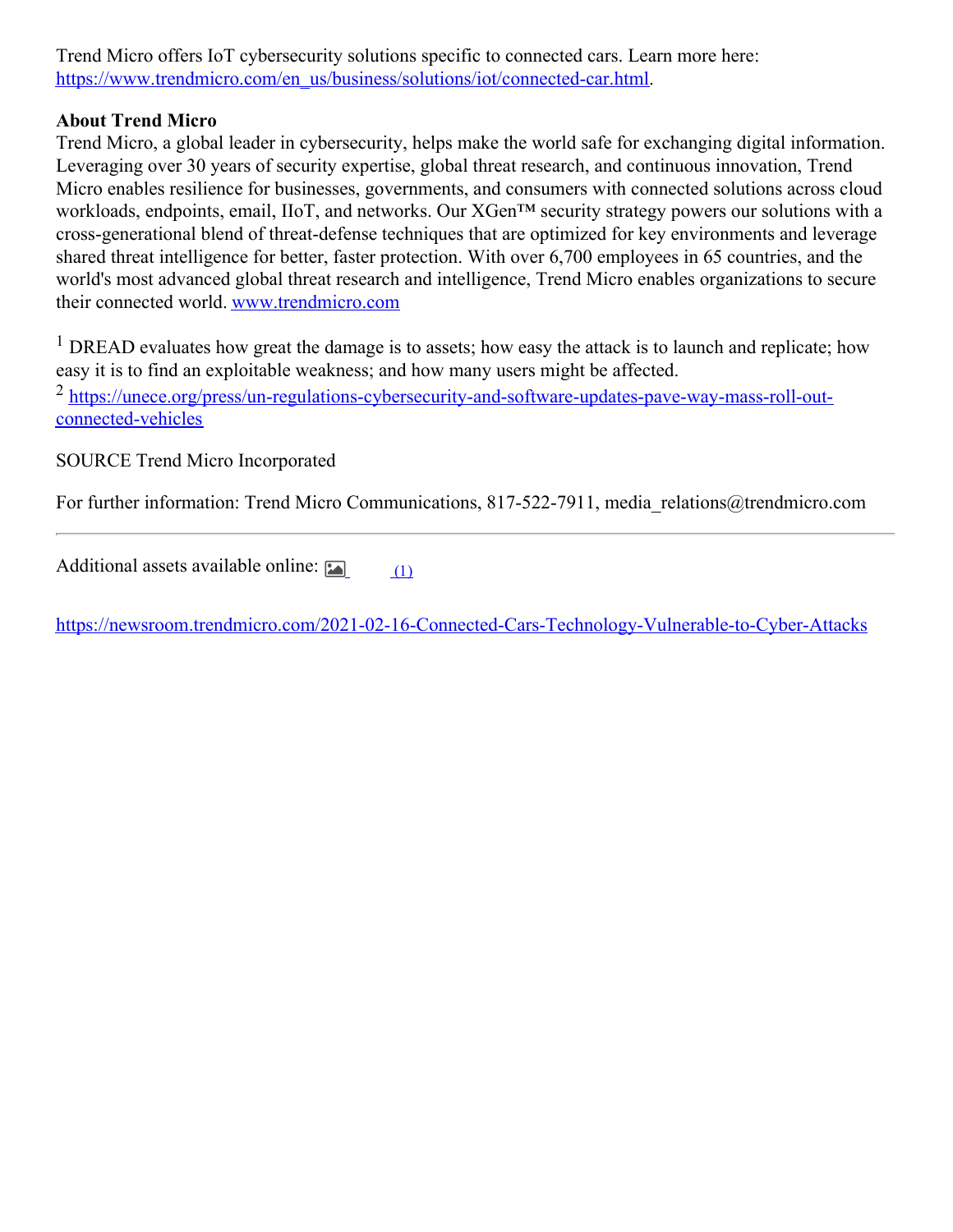Trend Micro offers IoT cybersecurity solutions specific to connected cars. Learn more here: https://www.trendmicro.com/en_us/business/solutions/iot/connected-car.html.

**About Trend Micro**
Trend Micro, a global leader in cybersecurity, helps make the world safe for exchanging digital information. Leveraging over 30 years of security expertise, global threat research, and continuous innovation, Trend Micro enables resilience for businesses, governments, and consumers with connected solutions across cloud workloads, endpoints, email, IIoT, and networks. Our XGen™ security strategy powers our solutions with a cross-generational blend of threat-defense techniques that are optimized for key environments and leverage shared threat intelligence for better, faster protection. With over 6,700 employees in 65 countries, and the world's most advanced global threat research and intelligence, Trend Micro enables organizations to secure their connected world. www.trendmicro.com

[1] DREAD evaluates how great the damage is to assets; how easy the attack is to launch and replicate; how easy it is to find an exploitable weakness; and how many users might be affected.
[2] https://unece.org/press/un-regulations-cybersecurity-and-software-updates-pave-way-mass-roll-out-connected-vehicles

SOURCE Trend Micro Incorporated

For further information: Trend Micro Communications, 817-522-7911, media_relations@trendmicro.com

---

Additional assets available online: (1)

https://newsroom.trendmicro.com/2021-02-16-Connected-Cars-Technology-Vulnerable-to-Cyber-Attacks